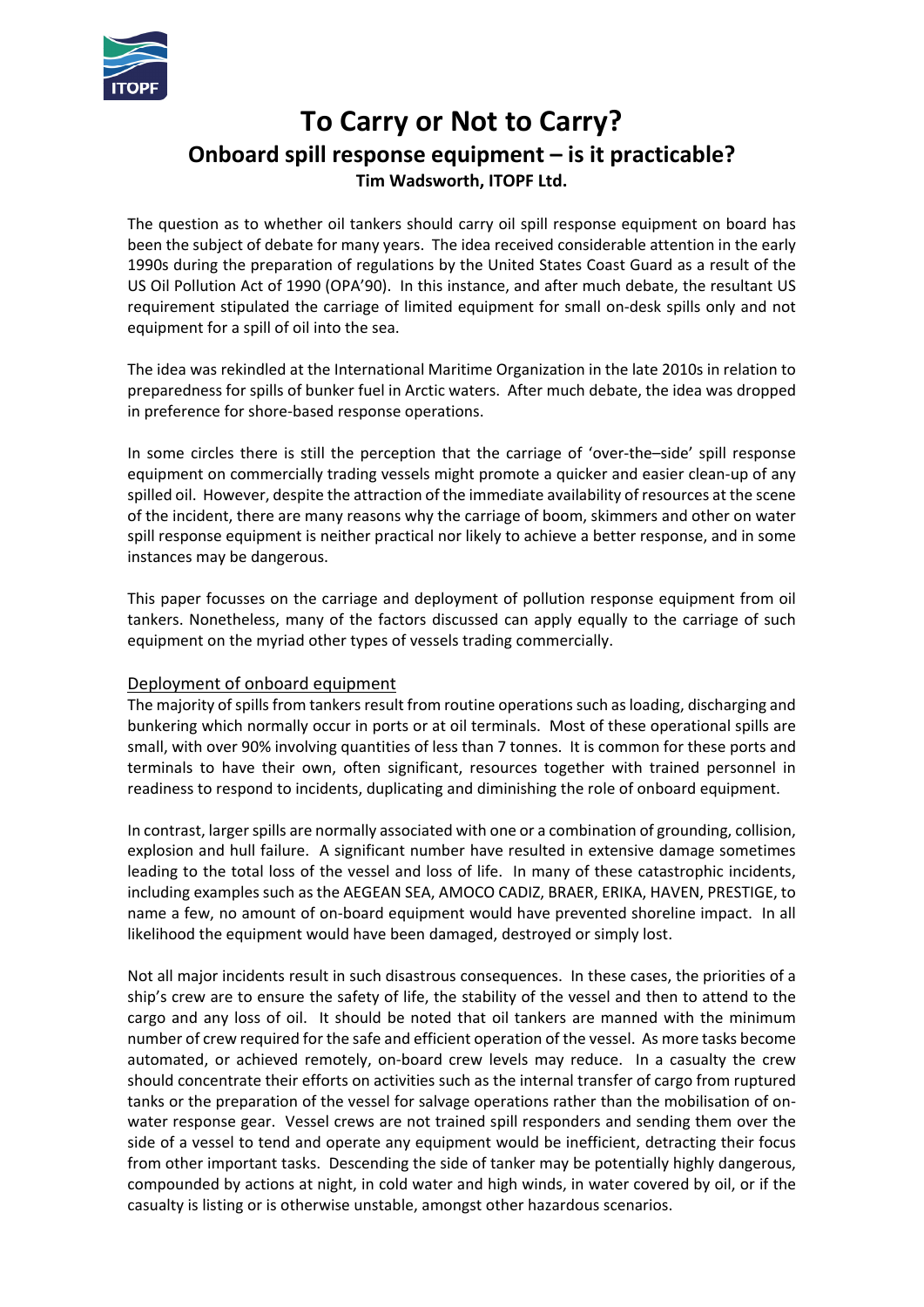# To Carry or Not to Carry?

## Onboard spill response equipment – is it practicable?

**Tim Wadsworth, ITOPF Ltd.**

The question as to whether oil tankers should carry oil spill response equipment on board has been the subject of debate for many years. The idea received considerable attention in the early 1990s during the preparation of regulations by the United States Coast Guard as a result of the US Oil Pollution Act of 1990 (OPA'90). In this instance, and after much debate, the resultant US requirement stipulated the carriage of limited equipment for small on-desk spills only and not equipment for a spill of oil into the sea.

The idea was rekindled at the International Maritime Organization in the late 2010s in relation to preparedness for spills of bunker fuel in Arctic waters. After much debate, the idea was dropped in preference for shore-based response operations.

In some circles there is still the perception that the carriage of 'over-the–side' spill response equipment on commercially trading vessels might promote a quicker and easier clean-up of any spilled oil. However, despite the attraction of the immediate availability of resources at the scene of the incident, there are many reasons why the carriage of boom, skimmers and other on water spill response equipment is neither practical nor likely to achieve a better response, and in some instances may be dangerous.

This paper focusses on the carriage and deployment of pollution response equipment from oil tankers. Nonetheless, many of the factors discussed can apply equally to the carriage of such equipment on the myriad other types of vessels trading commercially.

### Deployment of onboard equipment

The majority of spills from tankers result from routine operations such as loading, discharging and bunkering which normally occur in ports or at oil terminals. Most of these operational spills are small, with over 90% involving quantities of less than 7 tonnes. It is common for these ports and terminals to have their own, often significant, resources together with trained personnel in readiness to respond to incidents, duplicating and diminishing the role of onboard equipment.

In contrast, larger spills are normally associated with one or a combination of grounding, collision, explosion and hull failure. A significant number have resulted in extensive damage sometimes leading to the total loss of the vessel and loss of life. In many of these catastrophic incidents, including examples such as the AEGEAN SEA, AMOCO CADIZ, BRAER, ERIKA, HAVEN, PRESTIGE, to name a few, no amount of on-board equipment would have prevented shoreline impact. In all likelihood the equipment would have been damaged, destroyed or simply lost.

Not all major incidents result in such disastrous consequences. In these cases, the priorities of a ship's crew are to ensure the safety of life, the stability of the vessel and then to attend to the cargo and any loss of oil. It should be noted that oil tankers are manned with the minimum number of crew required for the safe and efficient operation of the vessel. As more tasks become automated, or achieved remotely, on-board crew levels may reduce. In a casualty the crew should concentrate their efforts on activities such as the internal transfer of cargo from ruptured tanks or the preparation of the vessel for salvage operations rather than the mobilisation of on-water response gear. Vessel crews are not trained spill responders and sending them over the side of a vessel to tend and operate any equipment would be inefficient, detracting their focus from other important tasks. Descending the side of tanker may be potentially highly dangerous, compounded by actions at night, in cold water and high winds, in water covered by oil, or if the casualty is listing or is otherwise unstable, amongst other hazardous scenarios.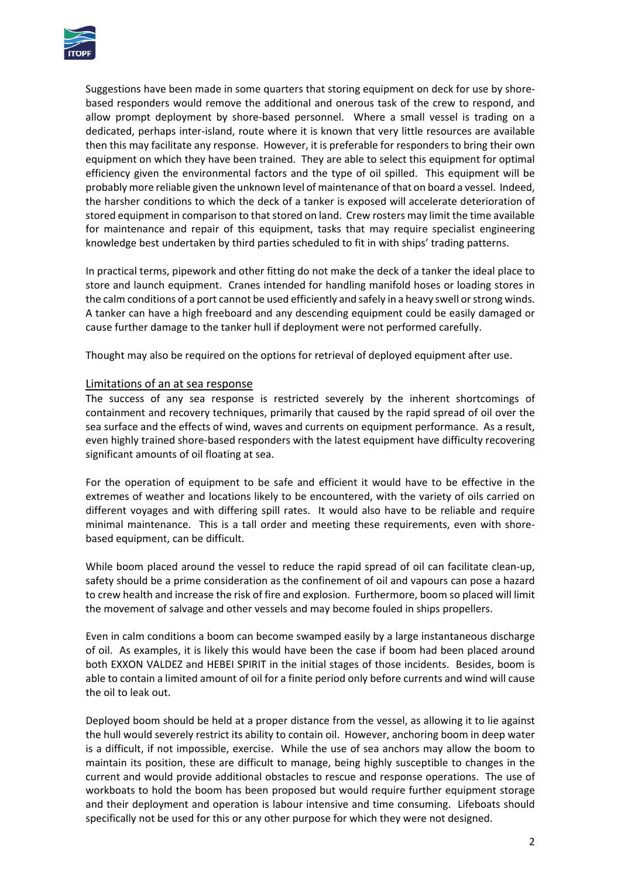Suggestions have been made in some quarters that storing equipment on deck for use by shore-based responders would remove the additional and onerous task of the crew to respond, and allow prompt deployment by shore-based personnel. Where a small vessel is trading on a dedicated, perhaps inter-island, route where it is known that very little resources are available then this may facilitate any response. However, it is preferable for responders to bring their own equipment on which they have been trained. They are able to select this equipment for optimal efficiency given the environmental factors and the type of oil spilled. This equipment will be probably more reliable given the unknown level of maintenance of that on board a vessel. Indeed, the harsher conditions to which the deck of a tanker is exposed will accelerate deterioration of stored equipment in comparison to that stored on land. Crew rosters may limit the time available for maintenance and repair of this equipment, tasks that may require specialist engineering knowledge best undertaken by third parties scheduled to fit in with ships' trading patterns.

In practical terms, pipework and other fitting do not make the deck of a tanker the ideal place to store and launch equipment. Cranes intended for handling manifold hoses or loading stores in the calm conditions of a port cannot be used efficiently and safely in a heavy swell or strong winds. A tanker can have a high freeboard and any descending equipment could be easily damaged or cause further damage to the tanker hull if deployment were not performed carefully.

Thought may also be required on the options for retrieval of deployed equipment after use.

## Limitations of an at sea response

The success of any sea response is restricted severely by the inherent shortcomings of containment and recovery techniques, primarily that caused by the rapid spread of oil over the sea surface and the effects of wind, waves and currents on equipment performance. As a result, even highly trained shore-based responders with the latest equipment have difficulty recovering significant amounts of oil floating at sea.

For the operation of equipment to be safe and efficient it would have to be effective in the extremes of weather and locations likely to be encountered, with the variety of oils carried on different voyages and with differing spill rates. It would also have to be reliable and require minimal maintenance. This is a tall order and meeting these requirements, even with shore-based equipment, can be difficult.

While boom placed around the vessel to reduce the rapid spread of oil can facilitate clean-up, safety should be a prime consideration as the confinement of oil and vapours can pose a hazard to crew health and increase the risk of fire and explosion. Furthermore, boom so placed will limit the movement of salvage and other vessels and may become fouled in ships propellers.

Even in calm conditions a boom can become swamped easily by a large instantaneous discharge of oil. As examples, it is likely this would have been the case if boom had been placed around both EXXON VALDEZ and HEBEI SPIRIT in the initial stages of those incidents. Besides, boom is able to contain a limited amount of oil for a finite period only before currents and wind will cause the oil to leak out.

Deployed boom should be held at a proper distance from the vessel, as allowing it to lie against the hull would severely restrict its ability to contain oil. However, anchoring boom in deep water is a difficult, if not impossible, exercise. While the use of sea anchors may allow the boom to maintain its position, these are difficult to manage, being highly susceptible to changes in the current and would provide additional obstacles to rescue and response operations. The use of workboats to hold the boom has been proposed but would require further equipment storage and their deployment and operation is labour intensive and time consuming. Lifeboats should specifically not be used for this or any other purpose for which they were not designed.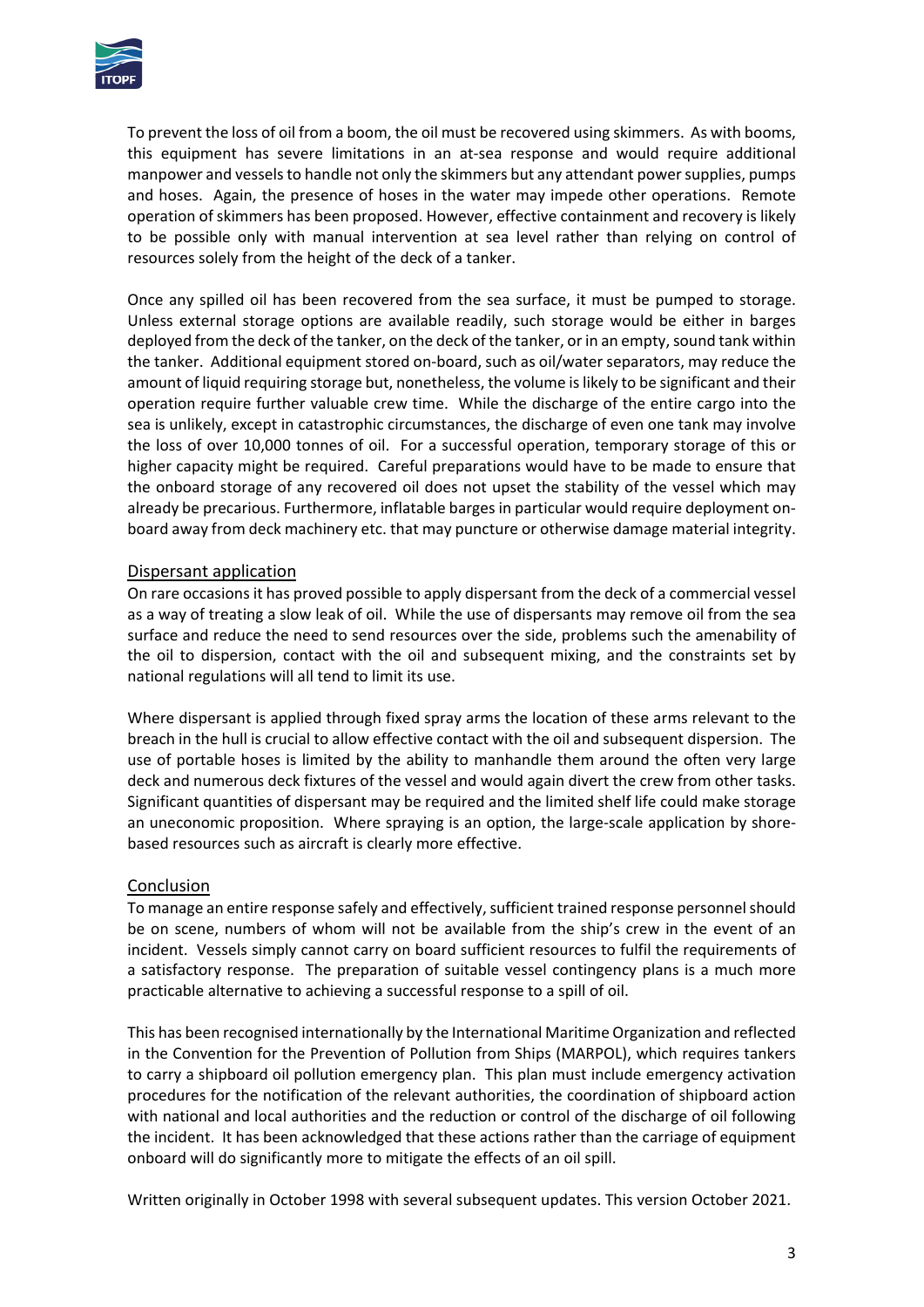To prevent the loss of oil from a boom, the oil must be recovered using skimmers. As with booms, this equipment has severe limitations in an at-sea response and would require additional manpower and vessels to handle not only the skimmers but any attendant power supplies, pumps and hoses. Again, the presence of hoses in the water may impede other operations. Remote operation of skimmers has been proposed. However, effective containment and recovery is likely to be possible only with manual intervention at sea level rather than relying on control of resources solely from the height of the deck of a tanker.

Once any spilled oil has been recovered from the sea surface, it must be pumped to storage. Unless external storage options are available readily, such storage would be either in barges deployed from the deck of the tanker, on the deck of the tanker, or in an empty, sound tank within the tanker. Additional equipment stored on-board, such as oil/water separators, may reduce the amount of liquid requiring storage but, nonetheless, the volume is likely to be significant and their operation require further valuable crew time. While the discharge of the entire cargo into the sea is unlikely, except in catastrophic circumstances, the discharge of even one tank may involve the loss of over 10,000 tonnes of oil. For a successful operation, temporary storage of this or higher capacity might be required. Careful preparations would have to be made to ensure that the onboard storage of any recovered oil does not upset the stability of the vessel which may already be precarious. Furthermore, inflatable barges in particular would require deployment on-board away from deck machinery etc. that may puncture or otherwise damage material integrity.

## Dispersant application

On rare occasions it has proved possible to apply dispersant from the deck of a commercial vessel as a way of treating a slow leak of oil. While the use of dispersants may remove oil from the sea surface and reduce the need to send resources over the side, problems such the amenability of the oil to dispersion, contact with the oil and subsequent mixing, and the constraints set by national regulations will all tend to limit its use.

Where dispersant is applied through fixed spray arms the location of these arms relevant to the breach in the hull is crucial to allow effective contact with the oil and subsequent dispersion. The use of portable hoses is limited by the ability to manhandle them around the often very large deck and numerous deck fixtures of the vessel and would again divert the crew from other tasks. Significant quantities of dispersant may be required and the limited shelf life could make storage an uneconomic proposition. Where spraying is an option, the large-scale application by shore-based resources such as aircraft is clearly more effective.

## Conclusion

To manage an entire response safely and effectively, sufficient trained response personnel should be on scene, numbers of whom will not be available from the ship's crew in the event of an incident. Vessels simply cannot carry on board sufficient resources to fulfil the requirements of a satisfactory response. The preparation of suitable vessel contingency plans is a much more practicable alternative to achieving a successful response to a spill of oil.

This has been recognised internationally by the International Maritime Organization and reflected in the Convention for the Prevention of Pollution from Ships (MARPOL), which requires tankers to carry a shipboard oil pollution emergency plan. This plan must include emergency activation procedures for the notification of the relevant authorities, the coordination of shipboard action with national and local authorities and the reduction or control of the discharge of oil following the incident. It has been acknowledged that these actions rather than the carriage of equipment onboard will do significantly more to mitigate the effects of an oil spill.

Written originally in October 1998 with several subsequent updates. This version October 2021.